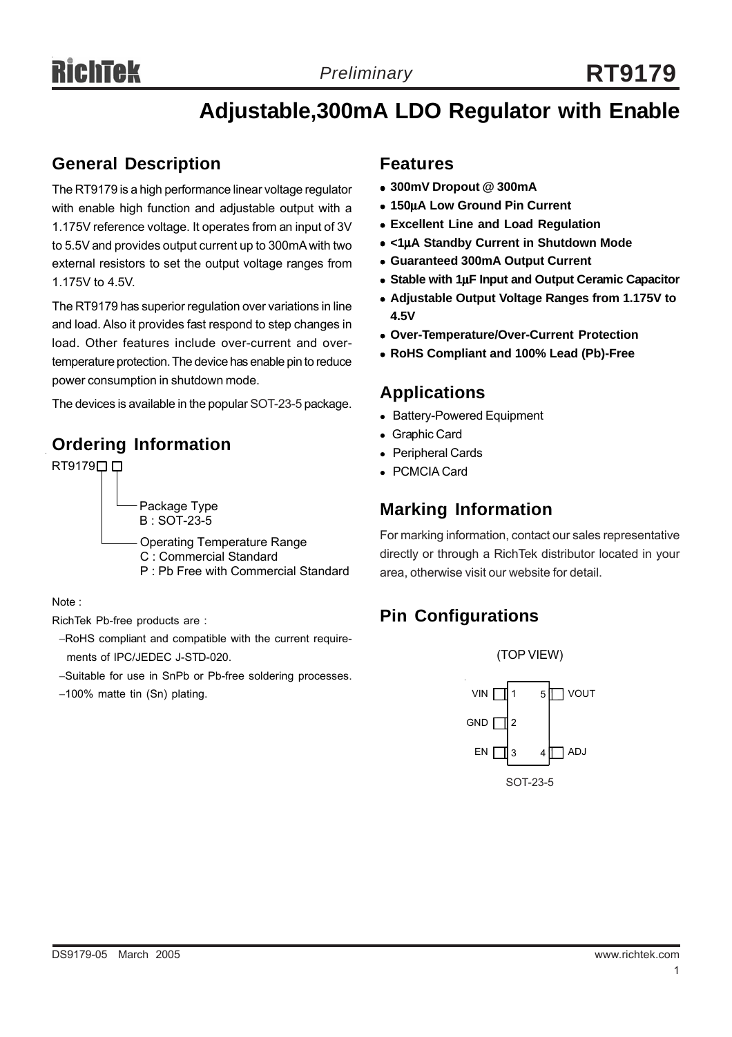# Adjustable,300mA LDO Regulator with Enable

## General Description

The RT9179 is a high performance linear voltage regulator with enable high function and adjustable output with a 1.175V reference voltage. It operates from an input of 3V to 5.5V and provides output current up to 300mA with two external resistors to set the output voltage ranges from 1.175V to 4.5V.

The RT9179 has superior regulation over variations in line and load. Also it provides fast respond to step changes in load. Other features include over-current and over-temperature protection. The device has enable pin to reduce power consumption in shutdown mode.

The devices is available in the popular SOT-23-5 package.

## Ordering Information

RT9179□ □

- Package Type
  - B : SOT-23-5
- Operating Temperature Range
  - C : Commercial Standard
  - P : Pb Free with Commercial Standard

Note :

RichTek Pb-free products are :

- −RoHS compliant and compatible with the current requirements of IPC/JEDEC J-STD-020.
- −Suitable for use in SnPb or Pb-free soldering processes.
- −100% matte tin (Sn) plating.

## Features

- **300mV Dropout @ 300mA**
- **150μA Low Ground Pin Current**
- **Excellent Line and Load Regulation**
- **<1μA Standby Current in Shutdown Mode**
- **Guaranteed 300mA Output Current**
- **Stable with 1μF Input and Output Ceramic Capacitor**
- **Adjustable Output Voltage Ranges from 1.175V to 4.5V**
- **Over-Temperature/Over-Current Protection**
- **RoHS Compliant and 100% Lead (Pb)-Free**

## Applications

- Battery-Powered Equipment
- Graphic Card
- Peripheral Cards
- PCMCIA Card

## Marking Information

For marking information, contact our sales representative directly or through a RichTek distributor located in your area, otherwise visit our website for detail.

## Pin Configurations

(TOP VIEW)

| Pin | Name | Pin | Name |
|---|---|---|---|
| 1 | VIN | 5 | VOUT |
| 2 | GND | | |
| 3 | EN | 4 | ADJ |

SOT-23-5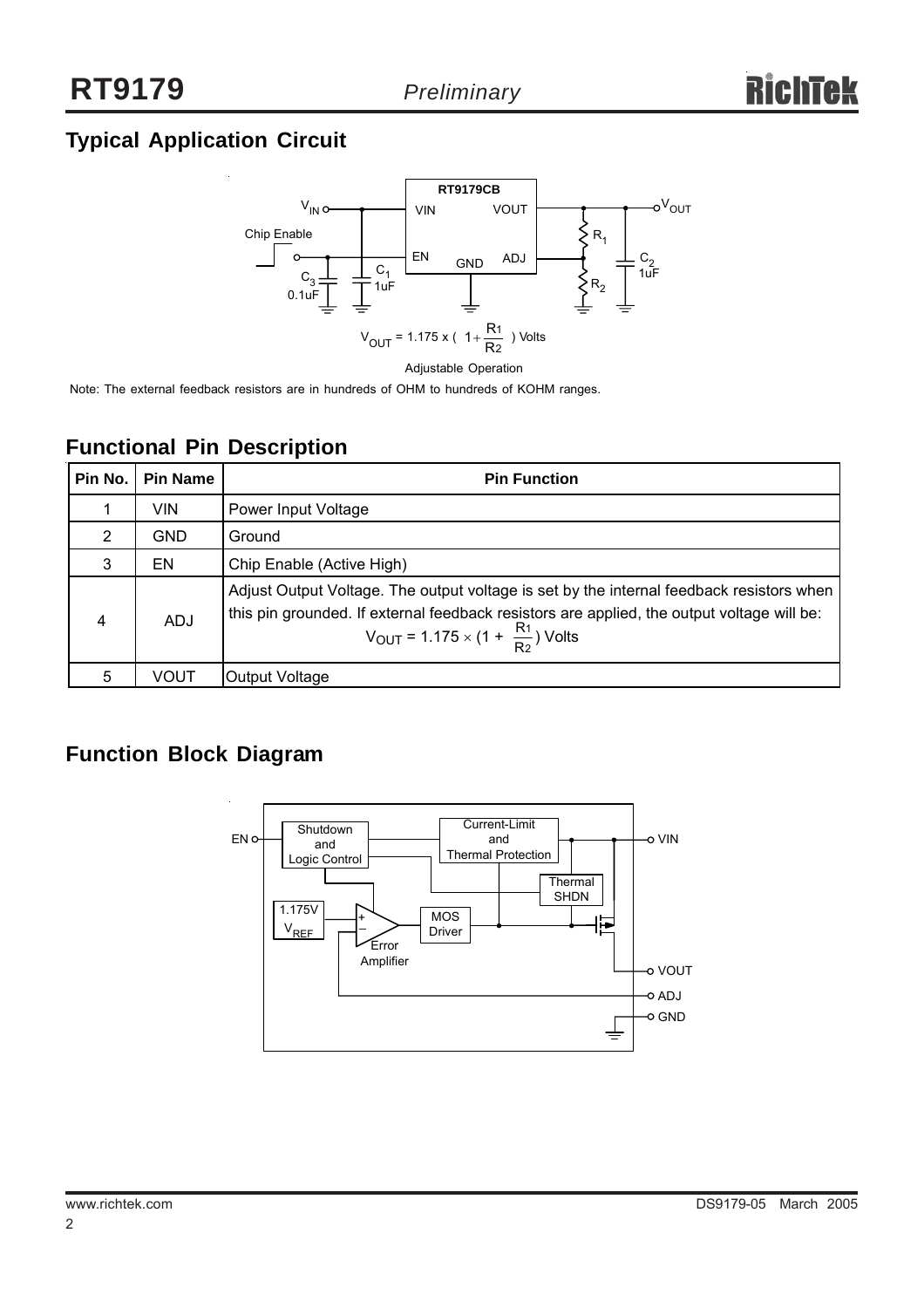## Typical Application Circuit

$$V_{OUT} = 1.175 \times \left(1 + \frac{R_1}{R_2}\right) \text{ Volts}$$

Adjustable Operation

Note: The external feedback resistors are in hundreds of OHM to hundreds of KOHM ranges.

## Functional Pin Description

| Pin No. | Pin Name | Pin Function |
|---|---|---|
| 1 | VIN | Power Input Voltage |
| 2 | GND | Ground |
| 3 | EN | Chip Enable (Active High) |
| 4 | ADJ | Adjust Output Voltage. The output voltage is set by the internal feedback resistors when this pin grounded. If external feedback resistors are applied, the output voltage will be: $V_{OUT} = 1.175 \times (1 + \frac{R_1}{R_2})$ Volts |
| 5 | VOUT | Output Voltage |

## Function Block Diagram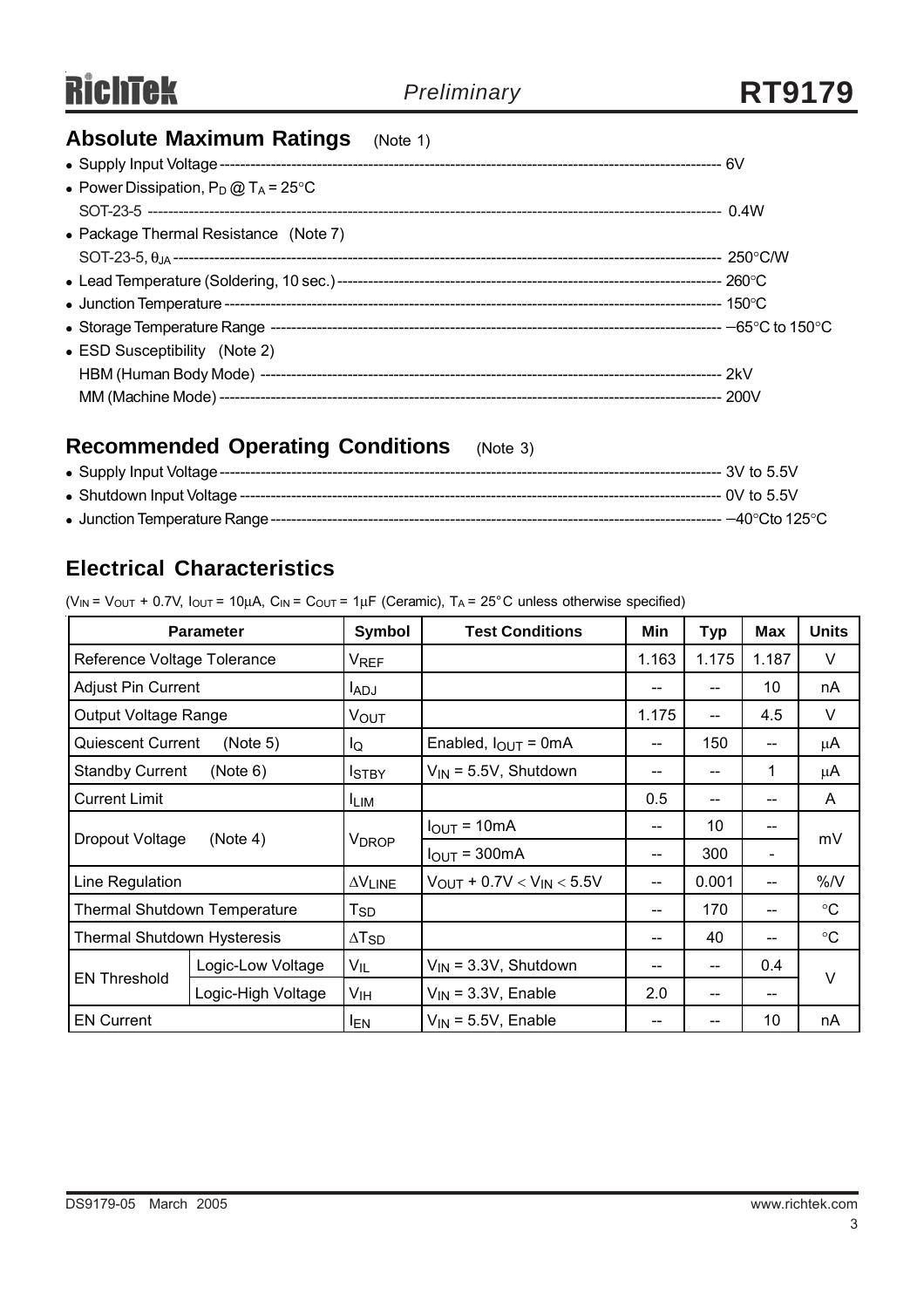## Absolute Maximum Ratings (Note 1)

- Supply Input Voltage ---------- 6V
- Power Dissipation, $P_D$ @ $T_A$ = 25°C
  SOT-23-5 ---------- 0.4W
- Package Thermal Resistance (Note 7)
  SOT-23-5, $\theta_{JA}$ ---------- 250°C/W
- Lead Temperature (Soldering, 10 sec.) ---------- 260°C
- Junction Temperature ---------- 150°C
- Storage Temperature Range ---------- −65°C to 150°C
- ESD Susceptibility (Note 2)
  HBM (Human Body Mode) ---------- 2kV
  MM (Machine Mode) ---------- 200V

## Recommended Operating Conditions (Note 3)

- Supply Input Voltage ---------- 3V to 5.5V
- Shutdown Input Voltage ---------- 0V to 5.5V
- Junction Temperature Range ---------- −40°Cto 125°C

## Electrical Characteristics

($V_{IN}$ = $V_{OUT}$ + 0.7V, $I_{OUT}$ = 10μA, $C_{IN}$ = $C_{OUT}$ = 1μF (Ceramic), $T_A$ = 25°C unless otherwise specified)

| Parameter | | Symbol | Test Conditions | Min | Typ | Max | Units |
|---|---|---|---|---|---|---|---|
| Reference Voltage Tolerance | | $V_{REF}$ | | 1.163 | 1.175 | 1.187 | V |
| Adjust Pin Current | | $I_{ADJ}$ | | -- | -- | 10 | nA |
| Output Voltage Range | | $V_{OUT}$ | | 1.175 | -- | 4.5 | V |
| Quiescent Current (Note 5) | | $I_Q$ | Enabled, $I_{OUT}$ = 0mA | -- | 150 | -- | μA |
| Standby Current (Note 6) | | $I_{STBY}$ | $V_{IN}$ = 5.5V, Shutdown | -- | -- | 1 | μA |
| Current Limit | | $I_{LIM}$ | | 0.5 | -- | -- | A |
| Dropout Voltage (Note 4) | | $V_{DROP}$ | $I_{OUT}$ = 10mA | -- | 10 | -- | mV |
| | | | $I_{OUT}$ = 300mA | -- | 300 | - | |
| Line Regulation | | $\Delta V_{LINE}$ | $V_{OUT}$ + 0.7V < $V_{IN}$ < 5.5V | -- | 0.001 | -- | %/V |
| Thermal Shutdown Temperature | | $T_{SD}$ | | -- | 170 | -- | °C |
| Thermal Shutdown Hysteresis | | $\Delta T_{SD}$ | | -- | 40 | -- | °C |
| EN Threshold | Logic-Low Voltage | $V_{IL}$ | $V_{IN}$ = 3.3V, Shutdown | -- | -- | 0.4 | V |
| | Logic-High Voltage | $V_{IH}$ | $V_{IN}$ = 3.3V, Enable | 2.0 | -- | -- | |
| EN Current | | $I_{EN}$ | $V_{IN}$ = 5.5V, Enable | -- | -- | 10 | nA |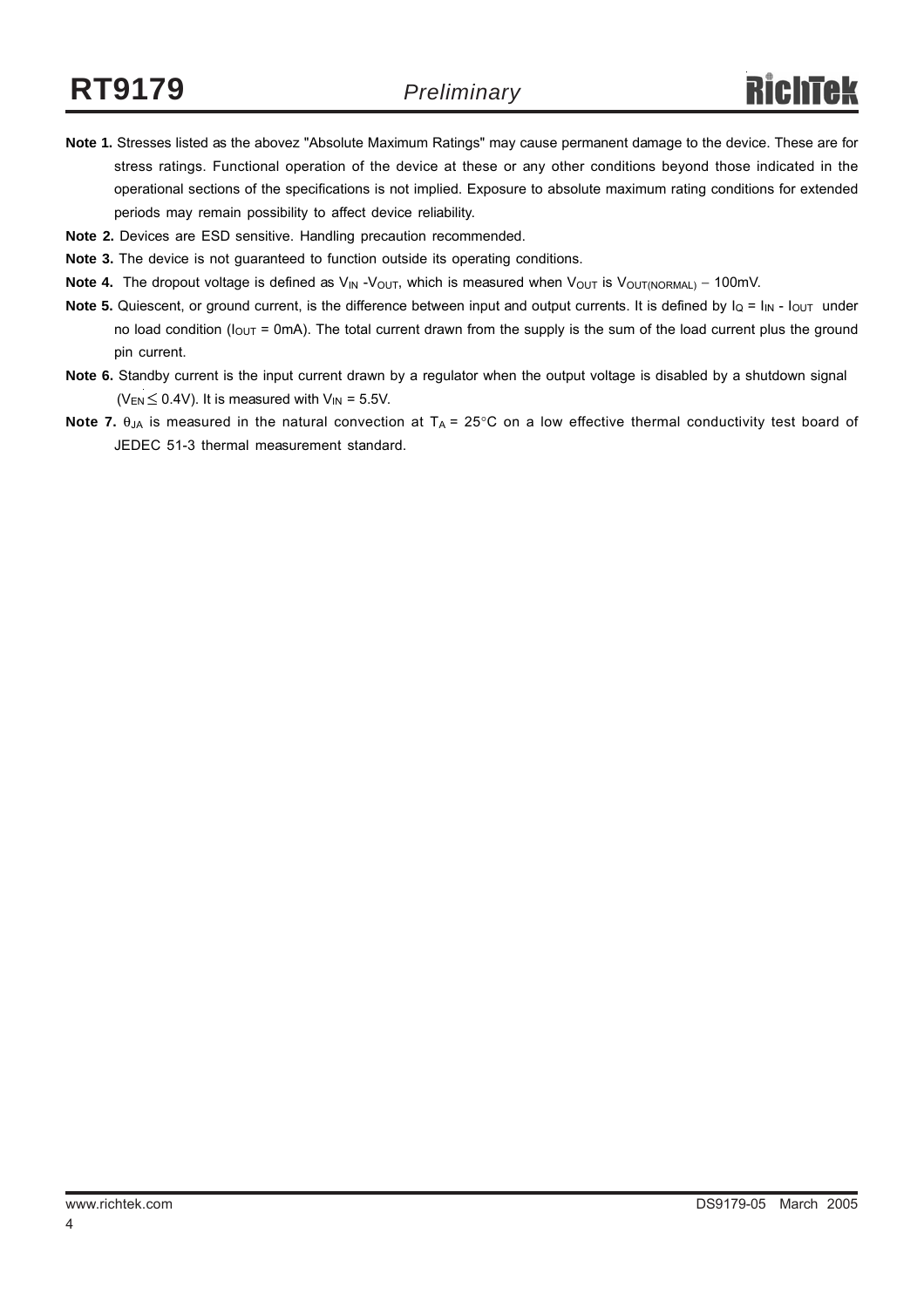**Note 1.** Stresses listed as the abovez "Absolute Maximum Ratings" may cause permanent damage to the device. These are for stress ratings. Functional operation of the device at these or any other conditions beyond those indicated in the operational sections of the specifications is not implied. Exposure to absolute maximum rating conditions for extended periods may remain possibility to affect device reliability.

**Note 2.** Devices are ESD sensitive. Handling precaution recommended.

**Note 3.** The device is not guaranteed to function outside its operating conditions.

**Note 4.** The dropout voltage is defined as $V_{IN}$ -$V_{OUT}$, which is measured when $V_{OUT}$ is $V_{OUT(NORMAL)} - 100mV$.

**Note 5.** Quiescent, or ground current, is the difference between input and output currents. It is defined by $I_Q = I_{IN} - I_{OUT}$ under no load condition ($I_{OUT}$ = 0mA). The total current drawn from the supply is the sum of the load current plus the ground pin current.

**Note 6.** Standby current is the input current drawn by a regulator when the output voltage is disabled by a shutdown signal ($V_{EN} \leq 0.4V$). It is measured with $V_{IN}$ = 5.5V.

**Note 7.** $\theta_{JA}$ is measured in the natural convection at $T_A$ = 25°C on a low effective thermal conductivity test board of JEDEC 51-3 thermal measurement standard.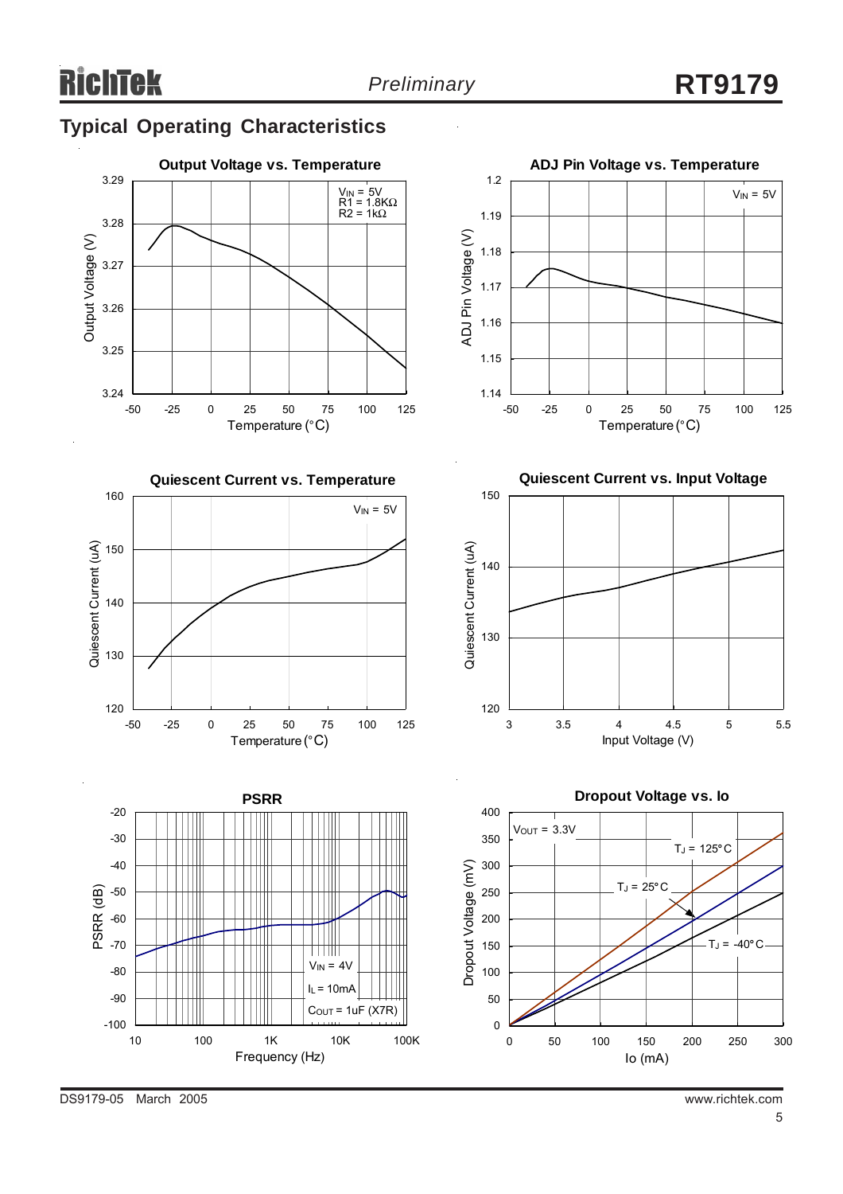## Typical Operating Characteristics

**Output Voltage vs. Temperature**

$V_{IN}$ = 5V
R1 = 1.8KΩ
R2 = 1kΩ

Output Voltage (V)

Temperature (°C)

**ADJ Pin Voltage vs. Temperature**

$V_{IN}$ = 5V

ADJ Pin Voltage (V)

Temperature (°C)

**Quiescent Current vs. Temperature**

$V_{IN}$ = 5V

Quiescent Current (uA)

Temperature (°C)

**Quiescent Current vs. Input Voltage**

Quiescent Current (uA)

Input Voltage (V)

**PSRR**

$V_{IN}$ = 4V
$I_L$ = 10mA
$C_{OUT}$ = 1uF (X7R)

PSRR (dB)

Frequency (Hz)

**Dropout Voltage vs. Io**

$V_{OUT}$ = 3.3V
$T_J$ = 125°C
$T_J$ = 25°C
$T_J$ = -40°C

Dropout Voltage (mV)

Io (mA)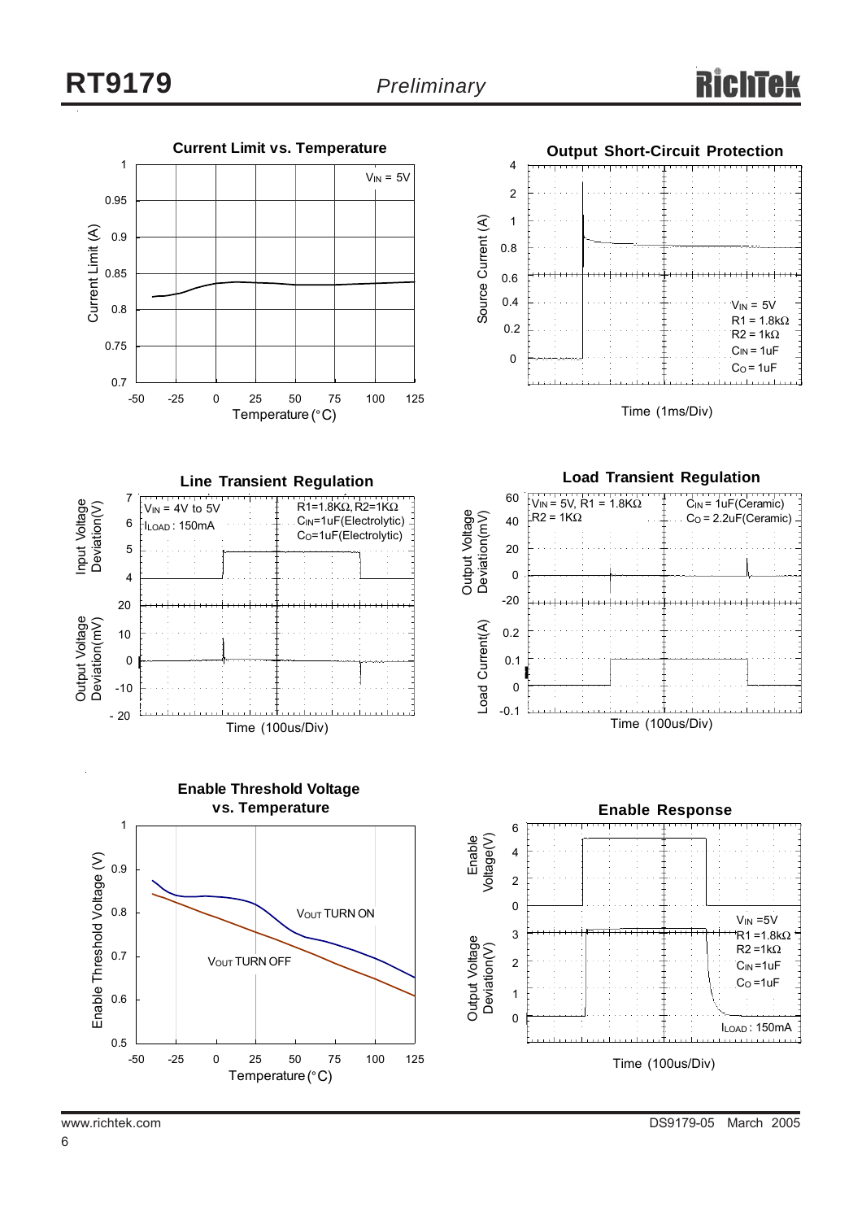**Current Limit vs. Temperature**

Current Limit (A) vs. Temperature (°C); $V_{IN}$ = 5V

**Output Short-Circuit Protection**

Source Current (A) vs. Time (1ms/Div); $V_{IN}$ = 5V, R1 = 1.8kΩ, R2 = 1kΩ, $C_{IN}$ = 1uF, $C_O$ = 1uF

**Line Transient Regulation**

Input Voltage Deviation(V), Output Voltage Deviation(mV) vs. Time (100us/Div); $V_{IN}$ = 4V to 5V, $I_{LOAD}$ : 150mA, R1=1.8KΩ, R2=1KΩ, $C_{IN}$=1uF(Electrolytic), $C_O$=1uF(Electrolytic)

**Load Transient Regulation**

Output Voltage Deviation(mV), Load Current(A) vs. Time (100us/Div); $V_{IN}$ = 5V, R1 = 1.8KΩ, R2 = 1KΩ, $C_{IN}$ = 1uF(Ceramic), $C_O$ = 2.2uF(Ceramic)

**Enable Threshold Voltage vs. Temperature**

Enable Threshold Voltage (V) vs. Temperature (°C); $V_{OUT}$ TURN ON, $V_{OUT}$ TURN OFF

**Enable Response**

Enable Voltage(V), Output Voltage Deviation(V) vs. Time (100us/Div); $V_{IN}$ =5V, R1 =1.8kΩ, R2 =1kΩ, $C_{IN}$ =1uF, $C_O$ =1uF, $I_{LOAD}$ : 150mA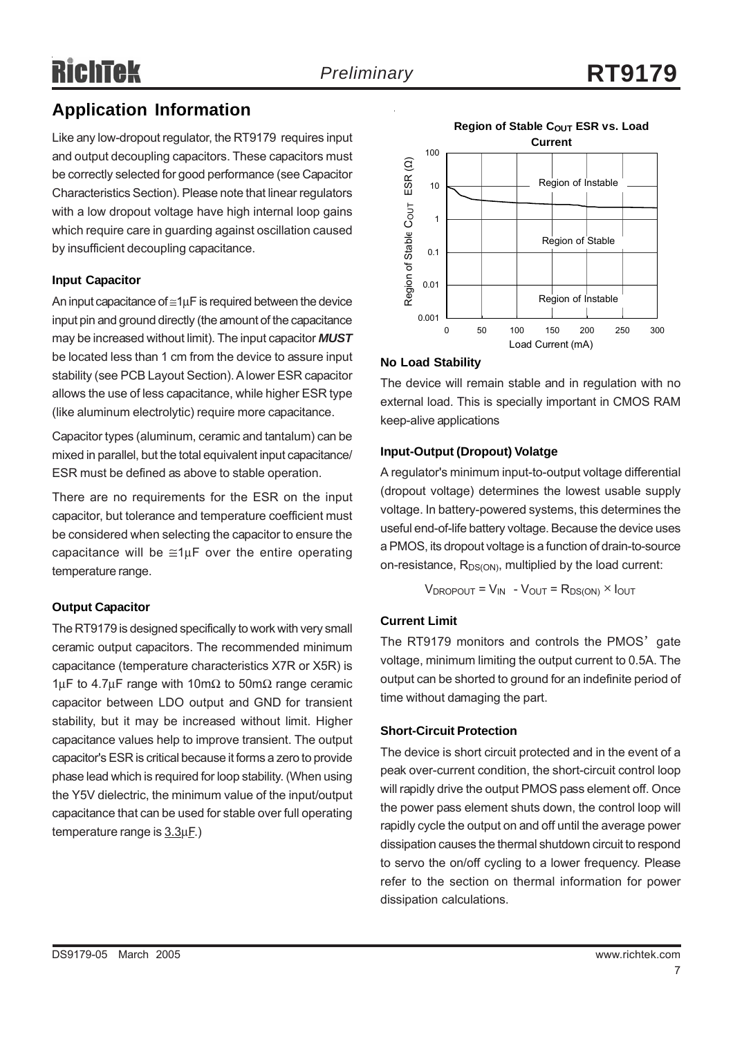## Application Information

Like any low-dropout regulator, the RT9179 requires input and output decoupling capacitors. These capacitors must be correctly selected for good performance (see Capacitor Characteristics Section). Please note that linear regulators with a low dropout voltage have high internal loop gains which require care in guarding against oscillation caused by insufficient decoupling capacitance.

### Input Capacitor

An input capacitance of ≅1μF is required between the device input pin and ground directly (the amount of the capacitance may be increased without limit). The input capacitor ***MUST*** be located less than 1 cm from the device to assure input stability (see PCB Layout Section). A lower ESR capacitor allows the use of less capacitance, while higher ESR type (like aluminum electrolytic) require more capacitance.

Capacitor types (aluminum, ceramic and tantalum) can be mixed in parallel, but the total equivalent input capacitance/ESR must be defined as above to stable operation.

There are no requirements for the ESR on the input capacitor, but tolerance and temperature coefficient must be considered when selecting the capacitor to ensure the capacitance will be ≅1μF over the entire operating temperature range.

### Output Capacitor

The RT9179 is designed specifically to work with very small ceramic output capacitors. The recommended minimum capacitance (temperature characteristics X7R or X5R) is 1μF to 4.7μF range with 10mΩ to 50mΩ range ceramic capacitor between LDO output and GND for transient stability, but it may be increased without limit. Higher capacitance values help to improve transient. The output capacitor's ESR is critical because it forms a zero to provide phase lead which is required for loop stability. (When using the Y5V dielectric, the minimum value of the input/output capacitance that can be used for stable over full operating temperature range is 3.3μF.)

**Region of Stable $C_{OUT}$ ESR vs. Load Current**

Region of Instable / Region of Stable / Region of Instable

Region of Stable $C_{OUT}$ ESR (Ω) — 0.001, 0.01, 0.1, 1, 10, 100

Load Current (mA) — 0, 50, 100, 150, 200, 250, 300

### No Load Stability

The device will remain stable and in regulation with no external load. This is specially important in CMOS RAM keep-alive applications

### Input-Output (Dropout) Volatge

A regulator's minimum input-to-output voltage differential (dropout voltage) determines the lowest usable supply voltage. In battery-powered systems, this determines the useful end-of-life battery voltage. Because the device uses a PMOS, its dropout voltage is a function of drain-to-source on-resistance, $R_{DS(ON)}$, multiplied by the load current:

$$V_{DROPOUT} = V_{IN} - V_{OUT} = R_{DS(ON)} \times I_{OUT}$$

### Current Limit

The RT9179 monitors and controls the PMOS' gate voltage, minimum limiting the output current to 0.5A. The output can be shorted to ground for an indefinite period of time without damaging the part.

### Short-Circuit Protection

The device is short circuit protected and in the event of a peak over-current condition, the short-circuit control loop will rapidly drive the output PMOS pass element off. Once the power pass element shuts down, the control loop will rapidly cycle the output on and off until the average power dissipation causes the thermal shutdown circuit to respond to servo the on/off cycling to a lower frequency. Please refer to the section on thermal information for power dissipation calculations.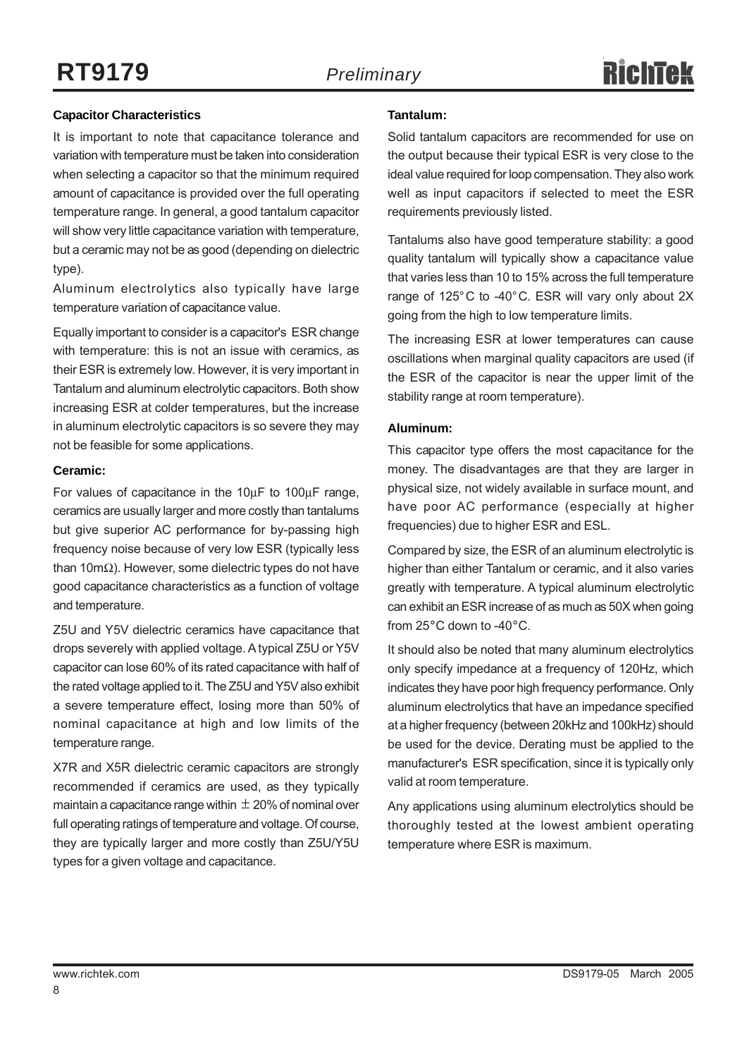**Capacitor Characteristics**

It is important to note that capacitance tolerance and variation with temperature must be taken into consideration when selecting a capacitor so that the minimum required amount of capacitance is provided over the full operating temperature range. In general, a good tantalum capacitor will show very little capacitance variation with temperature, but a ceramic may not be as good (depending on dielectric type).

Aluminum electrolytics also typically have large temperature variation of capacitance value.

Equally important to consider is a capacitor's ESR change with temperature: this is not an issue with ceramics, as their ESR is extremely low. However, it is very important in Tantalum and aluminum electrolytic capacitors. Both show increasing ESR at colder temperatures, but the increase in aluminum electrolytic capacitors is so severe they may not be feasible for some applications.

**Ceramic:**

For values of capacitance in the 10μF to 100μF range, ceramics are usually larger and more costly than tantalums but give superior AC performance for by-passing high frequency noise because of very low ESR (typically less than 10mΩ). However, some dielectric types do not have good capacitance characteristics as a function of voltage and temperature.

Z5U and Y5V dielectric ceramics have capacitance that drops severely with applied voltage. A typical Z5U or Y5V capacitor can lose 60% of its rated capacitance with half of the rated voltage applied to it. The Z5U and Y5V also exhibit a severe temperature effect, losing more than 50% of nominal capacitance at high and low limits of the temperature range.

X7R and X5R dielectric ceramic capacitors are strongly recommended if ceramics are used, as they typically maintain a capacitance range within ± 20% of nominal over full operating ratings of temperature and voltage. Of course, they are typically larger and more costly than Z5U/Y5U types for a given voltage and capacitance.

**Tantalum:**

Solid tantalum capacitors are recommended for use on the output because their typical ESR is very close to the ideal value required for loop compensation. They also work well as input capacitors if selected to meet the ESR requirements previously listed.

Tantalums also have good temperature stability: a good quality tantalum will typically show a capacitance value that varies less than 10 to 15% across the full temperature range of 125°C to -40°C. ESR will vary only about 2X going from the high to low temperature limits.

The increasing ESR at lower temperatures can cause oscillations when marginal quality capacitors are used (if the ESR of the capacitor is near the upper limit of the stability range at room temperature).

**Aluminum:**

This capacitor type offers the most capacitance for the money. The disadvantages are that they are larger in physical size, not widely available in surface mount, and have poor AC performance (especially at higher frequencies) due to higher ESR and ESL.

Compared by size, the ESR of an aluminum electrolytic is higher than either Tantalum or ceramic, and it also varies greatly with temperature. A typical aluminum electrolytic can exhibit an ESR increase of as much as 50X when going from 25°C down to -40°C.

It should also be noted that many aluminum electrolytics only specify impedance at a frequency of 120Hz, which indicates they have poor high frequency performance. Only aluminum electrolytics that have an impedance specified at a higher frequency (between 20kHz and 100kHz) should be used for the device. Derating must be applied to the manufacturer's ESR specification, since it is typically only valid at room temperature.

Any applications using aluminum electrolytics should be thoroughly tested at the lowest ambient operating temperature where ESR is maximum.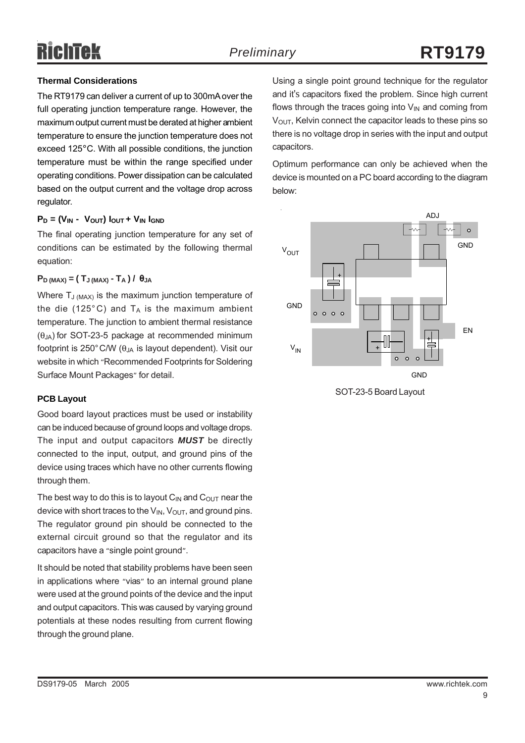### Thermal Considerations

The RT9179 can deliver a current of up to 300mA over the full operating junction temperature range. However, the maximum output current must be derated at higher ambient temperature to ensure the junction temperature does not exceed 125°C. With all possible conditions, the junction temperature must be within the range specified under operating conditions. Power dissipation can be calculated based on the output current and the voltage drop across regulator.

$$P_D = (V_{IN} - V_{OUT})\, I_{OUT} + V_{IN}\, I_{GND}$$

The final operating junction temperature for any set of conditions can be estimated by the following thermal equation:

$$P_{D\,(MAX)} = (\,T_{J\,(MAX)} - T_A\,) \,/\, \theta_{JA}$$

Where $T_{J\,(MAX)}$ is the maximum junction temperature of the die (125°C) and $T_A$ is the maximum ambient temperature. The junction to ambient thermal resistance ($\theta_{JA}$) for SOT-23-5 package at recommended minimum footprint is 250°C/W ($\theta_{JA}$ is layout dependent). Visit our website in which "Recommended Footprints for Soldering Surface Mount Packages" for detail.

### PCB Layout

Good board layout practices must be used or instability can be induced because of ground loops and voltage drops. The input and output capacitors ***MUST*** be directly connected to the input, output, and ground pins of the device using traces which have no other currents flowing through them.

The best way to do this is to layout $C_{IN}$ and $C_{OUT}$ near the device with short traces to the $V_{IN}$, $V_{OUT}$, and ground pins. The regulator ground pin should be connected to the external circuit ground so that the regulator and its capacitors have a "single point ground".

It should be noted that stability problems have been seen in applications where "vias" to an internal ground plane were used at the ground points of the device and the input and output capacitors. This was caused by varying ground potentials at these nodes resulting from current flowing through the ground plane.

Using a single point ground technique for the regulator and it's capacitors fixed the problem. Since high current flows through the traces going into $V_{IN}$ and coming from $V_{OUT}$, Kelvin connect the capacitor leads to these pins so there is no voltage drop in series with the input and output capacitors.

Optimum performance can only be achieved when the device is mounted on a PC board according to the diagram below:

ADJ

GND

$V_{OUT}$

GND

EN

$V_{IN}$

GND

SOT-23-5 Board Layout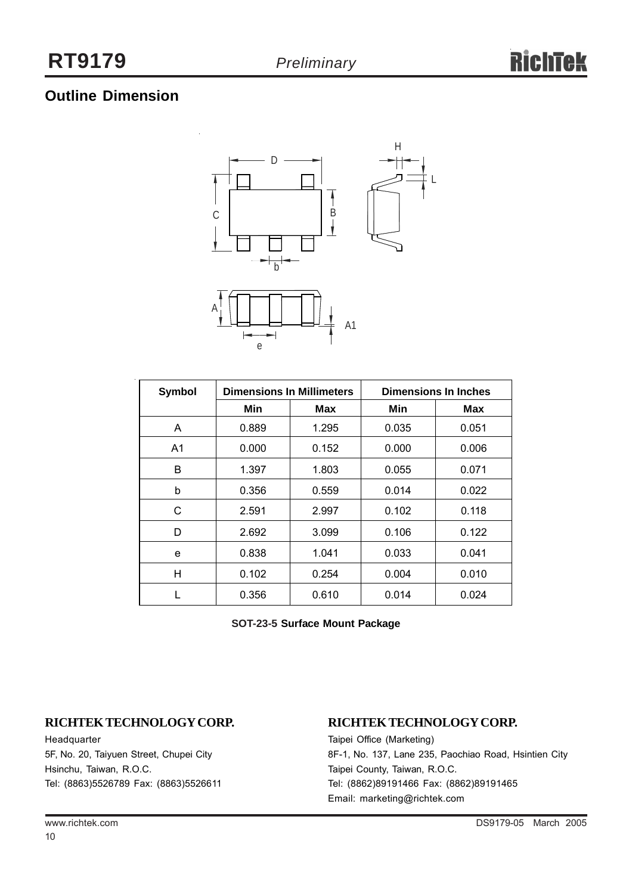## Outline Dimension

D
H
L
C
B
b
A
A1
e

| Symbol | Dimensions In Millimeters | | Dimensions In Inches | |
|---|---|---|---|---|
| | Min | Max | Min | Max |
| A | 0.889 | 1.295 | 0.035 | 0.051 |
| A1 | 0.000 | 0.152 | 0.000 | 0.006 |
| B | 1.397 | 1.803 | 0.055 | 0.071 |
| b | 0.356 | 0.559 | 0.014 | 0.022 |
| C | 2.591 | 2.997 | 0.102 | 0.118 |
| D | 2.692 | 3.099 | 0.106 | 0.122 |
| e | 0.838 | 1.041 | 0.033 | 0.041 |
| H | 0.102 | 0.254 | 0.004 | 0.010 |
| L | 0.356 | 0.610 | 0.014 | 0.024 |

**SOT-23-5 Surface Mount Package**

**RICHTEK TECHNOLOGY CORP.**

Headquarter
5F, No. 20, Taiyuen Street, Chupei City
Hsinchu, Taiwan, R.O.C.
Tel: (8863)5526789 Fax: (8863)5526611

**RICHTEK TECHNOLOGY CORP.**

Taipei Office (Marketing)
8F-1, No. 137, Lane 235, Paochiao Road, Hsintien City
Taipei County, Taiwan, R.O.C.
Tel: (8862)89191466 Fax: (8862)89191465
Email: marketing@richtek.com